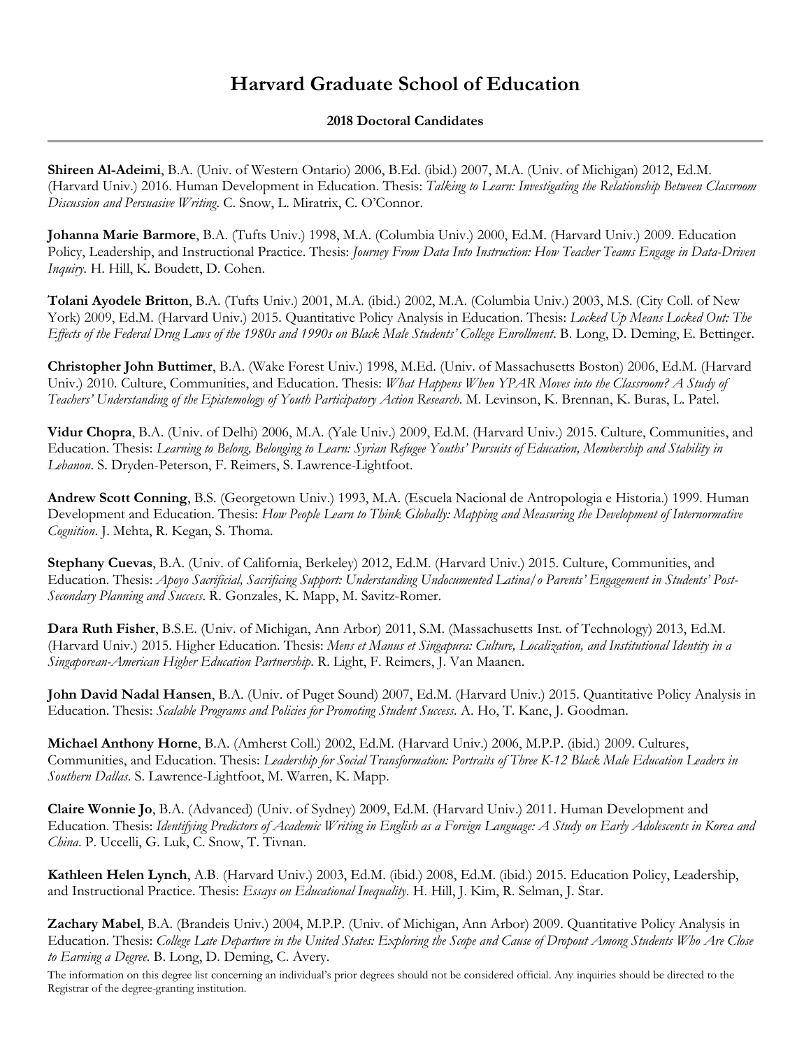# Harvard Graduate School of Education

## 2018 Doctoral Candidates

---

**Shireen Al-Adeimi**, B.A. (Univ. of Western Ontario) 2006, B.Ed. (ibid.) 2007, M.A. (Univ. of Michigan) 2012, Ed.M. (Harvard Univ.) 2016. Human Development in Education. Thesis: *Talking to Learn: Investigating the Relationship Between Classroom Discussion and Persuasive Writing*. C. Snow, L. Miratrix, C. O'Connor.

**Johanna Marie Barmore**, B.A. (Tufts Univ.) 1998, M.A. (Columbia Univ.) 2000, Ed.M. (Harvard Univ.) 2009. Education Policy, Leadership, and Instructional Practice. Thesis: *Journey From Data Into Instruction: How Teacher Teams Engage in Data-Driven Inquiry*. H. Hill, K. Boudett, D. Cohen.

**Tolani Ayodele Britton**, B.A. (Tufts Univ.) 2001, M.A. (ibid.) 2002, M.A. (Columbia Univ.) 2003, M.S. (City Coll. of New York) 2009, Ed.M. (Harvard Univ.) 2015. Quantitative Policy Analysis in Education. Thesis: *Locked Up Means Locked Out: The Effects of the Federal Drug Laws of the 1980s and 1990s on Black Male Students' College Enrollment*. B. Long, D. Deming, E. Bettinger.

**Christopher John Buttimer**, B.A. (Wake Forest Univ.) 1998, M.Ed. (Univ. of Massachusetts Boston) 2006, Ed.M. (Harvard Univ.) 2010. Culture, Communities, and Education. Thesis: *What Happens When YPAR Moves into the Classroom? A Study of Teachers' Understanding of the Epistemology of Youth Participatory Action Research*. M. Levinson, K. Brennan, K. Buras, L. Patel.

**Vidur Chopra**, B.A. (Univ. of Delhi) 2006, M.A. (Yale Univ.) 2009, Ed.M. (Harvard Univ.) 2015. Culture, Communities, and Education. Thesis: *Learning to Belong, Belonging to Learn: Syrian Refugee Youths' Pursuits of Education, Membership and Stability in Lebanon*. S. Dryden-Peterson, F. Reimers, S. Lawrence-Lightfoot.

**Andrew Scott Conning**, B.S. (Georgetown Univ.) 1993, M.A. (Escuela Nacional de Antropologia e Historia.) 1999. Human Development and Education. Thesis: *How People Learn to Think Globally: Mapping and Measuring the Development of Internormative Cognition*. J. Mehta, R. Kegan, S. Thoma.

**Stephany Cuevas**, B.A. (Univ. of California, Berkeley) 2012, Ed.M. (Harvard Univ.) 2015. Culture, Communities, and Education. Thesis: *Apoyo Sacrificial, Sacrificing Support: Understanding Undocumented Latina/o Parents' Engagement in Students' Post-Secondary Planning and Success*. R. Gonzales, K. Mapp, M. Savitz-Romer.

**Dara Ruth Fisher**, B.S.E. (Univ. of Michigan, Ann Arbor) 2011, S.M. (Massachusetts Inst. of Technology) 2013, Ed.M. (Harvard Univ.) 2015. Higher Education. Thesis: *Mens et Manus et Singapura: Culture, Localization, and Institutional Identity in a Singaporean-American Higher Education Partnership*. R. Light, F. Reimers, J. Van Maanen.

**John David Nadal Hansen**, B.A. (Univ. of Puget Sound) 2007, Ed.M. (Harvard Univ.) 2015. Quantitative Policy Analysis in Education. Thesis: *Scalable Programs and Policies for Promoting Student Success*. A. Ho, T. Kane, J. Goodman.

**Michael Anthony Horne**, B.A. (Amherst Coll.) 2002, Ed.M. (Harvard Univ.) 2006, M.P.P. (ibid.) 2009. Cultures, Communities, and Education. Thesis: *Leadership for Social Transformation: Portraits of Three K-12 Black Male Education Leaders in Southern Dallas*. S. Lawrence-Lightfoot, M. Warren, K. Mapp.

**Claire Wonnie Jo**, B.A. (Advanced) (Univ. of Sydney) 2009, Ed.M. (Harvard Univ.) 2011. Human Development and Education. Thesis: *Identifying Predictors of Academic Writing in English as a Foreign Language: A Study on Early Adolescents in Korea and China*. P. Uccelli, G. Luk, C. Snow, T. Tivnan.

**Kathleen Helen Lynch**, A.B. (Harvard Univ.) 2003, Ed.M. (ibid.) 2008, Ed.M. (ibid.) 2015. Education Policy, Leadership, and Instructional Practice. Thesis: *Essays on Educational Inequality*. H. Hill, J. Kim, R. Selman, J. Star.

**Zachary Mabel**, B.A. (Brandeis Univ.) 2004, M.P.P. (Univ. of Michigan, Ann Arbor) 2009. Quantitative Policy Analysis in Education. Thesis: *College Late Departure in the United States: Exploring the Scope and Cause of Dropout Among Students Who Are Close to Earning a Degree*. B. Long, D. Deming, C. Avery.

The information on this degree list concerning an individual's prior degrees should not be considered official. Any inquiries should be directed to the Registrar of the degree-granting institution.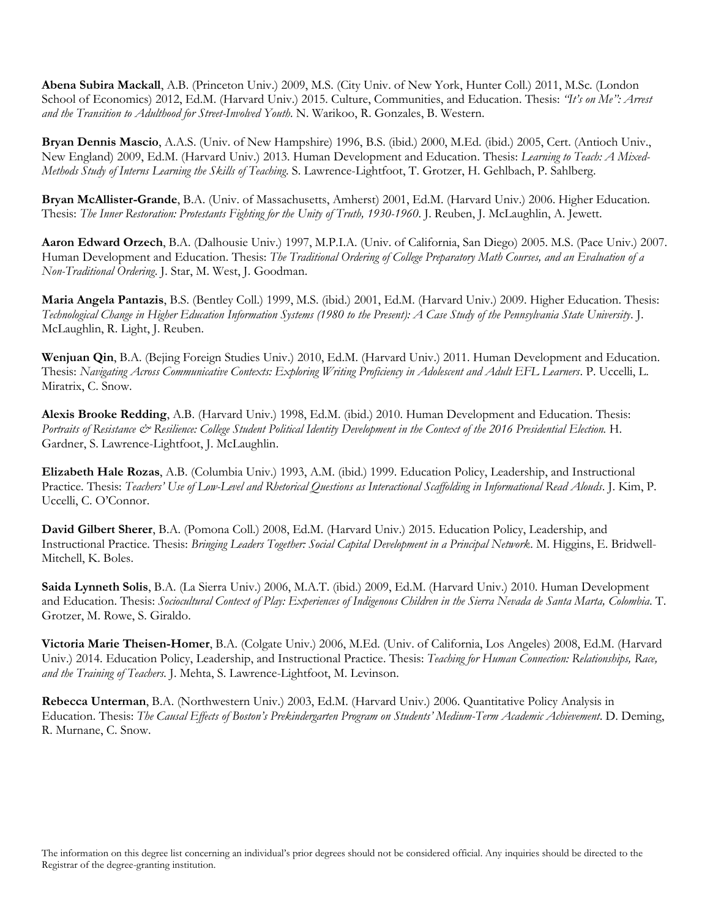**Abena Subira Mackall**, A.B. (Princeton Univ.) 2009, M.S. (City Univ. of New York, Hunter Coll.) 2011, M.Sc. (London School of Economics) 2012, Ed.M. (Harvard Univ.) 2015. Culture, Communities, and Education. Thesis: *"It's on Me": Arrest and the Transition to Adulthood for Street-Involved Youth*. N. Warikoo, R. Gonzales, B. Western.

**Bryan Dennis Mascio**, A.A.S. (Univ. of New Hampshire) 1996, B.S. (ibid.) 2000, M.Ed. (ibid.) 2005, Cert. (Antioch Univ., New England) 2009, Ed.M. (Harvard Univ.) 2013. Human Development and Education. Thesis: *Learning to Teach: A Mixed-Methods Study of Interns Learning the Skills of Teaching*. S. Lawrence-Lightfoot, T. Grotzer, H. Gehlbach, P. Sahlberg.

**Bryan McAllister-Grande**, B.A. (Univ. of Massachusetts, Amherst) 2001, Ed.M. (Harvard Univ.) 2006. Higher Education. Thesis: *The Inner Restoration: Protestants Fighting for the Unity of Truth, 1930-1960*. J. Reuben, J. McLaughlin, A. Jewett.

**Aaron Edward Orzech**, B.A. (Dalhousie Univ.) 1997, M.P.I.A. (Univ. of California, San Diego) 2005. M.S. (Pace Univ.) 2007. Human Development and Education. Thesis: *The Traditional Ordering of College Preparatory Math Courses, and an Evaluation of a Non-Traditional Ordering*. J. Star, M. West, J. Goodman.

**Maria Angela Pantazis**, B.S. (Bentley Coll.) 1999, M.S. (ibid.) 2001, Ed.M. (Harvard Univ.) 2009. Higher Education. Thesis: *Technological Change in Higher Education Information Systems (1980 to the Present): A Case Study of the Pennsylvania State University*. J. McLaughlin, R. Light, J. Reuben.

**Wenjuan Qin**, B.A. (Bejing Foreign Studies Univ.) 2010, Ed.M. (Harvard Univ.) 2011. Human Development and Education. Thesis: *Navigating Across Communicative Contexts: Exploring Writing Proficiency in Adolescent and Adult EFL Learners*. P. Uccelli, L. Miratrix, C. Snow.

**Alexis Brooke Redding**, A.B. (Harvard Univ.) 1998, Ed.M. (ibid.) 2010. Human Development and Education. Thesis: *Portraits of Resistance & Resilience: College Student Political Identity Development in the Context of the 2016 Presidential Election.* H. Gardner, S. Lawrence-Lightfoot, J. McLaughlin.

**Elizabeth Hale Rozas**, A.B. (Columbia Univ.) 1993, A.M. (ibid.) 1999. Education Policy, Leadership, and Instructional Practice. Thesis: *Teachers' Use of Low-Level and Rhetorical Questions as Interactional Scaffolding in Informational Read Alouds*. J. Kim, P. Uccelli, C. O'Connor.

**David Gilbert Sherer**, B.A. (Pomona Coll.) 2008, Ed.M. (Harvard Univ.) 2015. Education Policy, Leadership, and Instructional Practice. Thesis: *Bringing Leaders Together: Social Capital Development in a Principal Network*. M. Higgins, E. Bridwell-Mitchell, K. Boles.

**Saida Lynneth Solis**, B.A. (La Sierra Univ.) 2006, M.A.T. (ibid.) 2009, Ed.M. (Harvard Univ.) 2010. Human Development and Education. Thesis: *Sociocultural Context of Play: Experiences of Indigenous Children in the Sierra Nevada de Santa Marta, Colombia*. T. Grotzer, M. Rowe, S. Giraldo.

**Victoria Marie Theisen-Homer**, B.A. (Colgate Univ.) 2006, M.Ed. (Univ. of California, Los Angeles) 2008, Ed.M. (Harvard Univ.) 2014. Education Policy, Leadership, and Instructional Practice. Thesis: *Teaching for Human Connection: Relationships, Race, and the Training of Teachers*. J. Mehta, S. Lawrence-Lightfoot, M. Levinson.

**Rebecca Unterman**, B.A. (Northwestern Univ.) 2003, Ed.M. (Harvard Univ.) 2006. Quantitative Policy Analysis in Education. Thesis: *The Causal Effects of Boston's Prekindergarten Program on Students' Medium-Term Academic Achievement*. D. Deming, R. Murnane, C. Snow.

The information on this degree list concerning an individual's prior degrees should not be considered official. Any inquiries should be directed to the Registrar of the degree-granting institution.